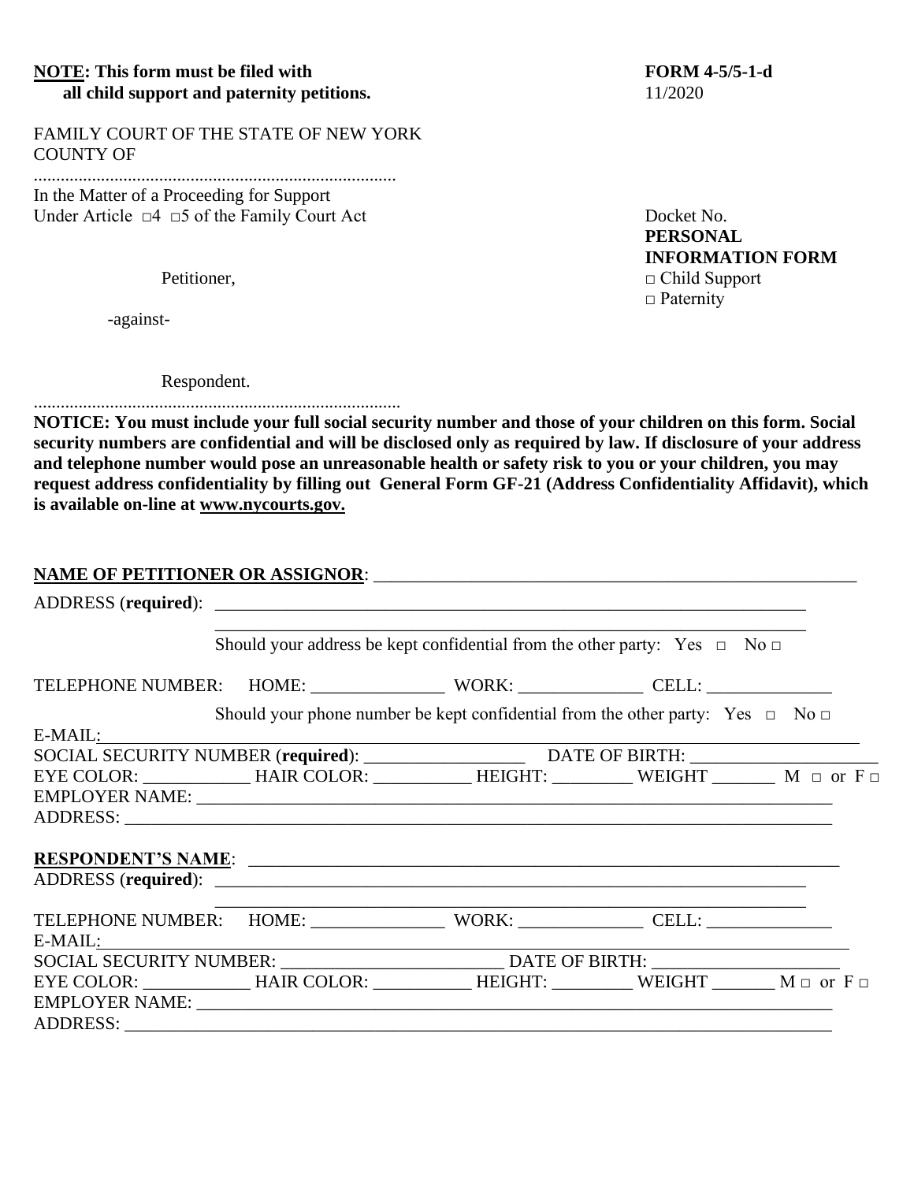**NOTE: This form must be filed with all child support and paternity petitions.**

**FORM 4-5/5-1-d**
11/2020

FAMILY COURT OF THE STATE OF NEW YORK
COUNTY OF

.................................................................................

In the Matter of a Proceeding for Support
Under Article □4 □5 of the Family Court Act

Petitioner,

-against-

Respondent.

.................................................................................

Docket No.

**PERSONAL INFORMATION FORM**
□ Child Support
□ Paternity

**NOTICE: You must include your full social security number and those of your children on this form. Social security numbers are confidential and will be disclosed only as required by law. If disclosure of your address and telephone number would pose an unreasonable health or safety risk to you or your children, you may request address confidentiality by filling out General Form GF-21 (Address Confidentiality Affidavit), which is available on-line at www.nycourts.gov.**

**NAME OF PETITIONER OR ASSIGNOR**: ______________________________________________

ADDRESS (**required**): ______________________________________________

______________________________________________

Should your address be kept confidential from the other party: Yes □ No □

TELEPHONE NUMBER: HOME: _______________ WORK: ______________ CELL: ______________

Should your phone number be kept confidential from the other party: Yes □ No □

E-MAIL: ______________________________________________

SOCIAL SECURITY NUMBER (**required**): __________________ DATE OF BIRTH: _____________________

EYE COLOR: ____________ HAIR COLOR: ___________ HEIGHT: _________ WEIGHT _______ M □ or F □

EMPLOYER NAME: ______________________________________________

ADDRESS: ______________________________________________

**RESPONDENT'S NAME**: ______________________________________________

ADDRESS (**required**): ______________________________________________

______________________________________________

TELEPHONE NUMBER: HOME: _______________ WORK: ______________ CELL: ______________

E-MAIL: ______________________________________________

SOCIAL SECURITY NUMBER: _________________________ DATE OF BIRTH: _____________________

EYE COLOR: ____________ HAIR COLOR: ___________ HEIGHT: _________ WEIGHT _______ M □ or F □

EMPLOYER NAME: ______________________________________________

ADDRESS: ______________________________________________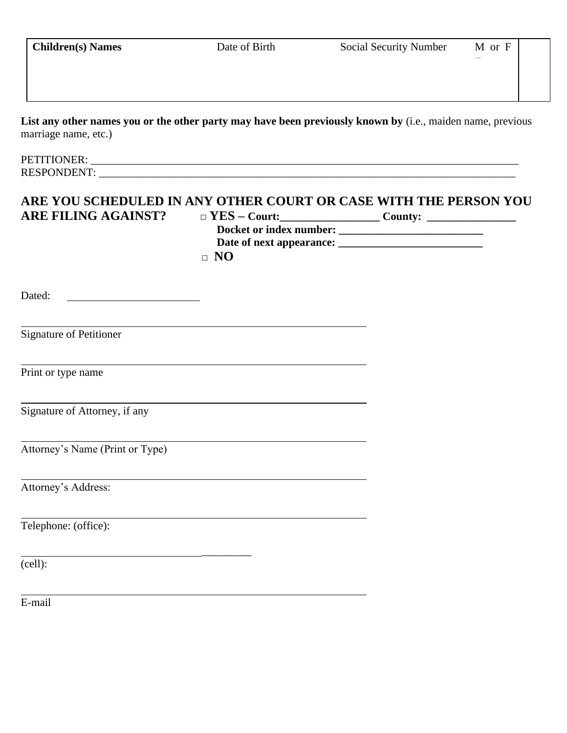| **Children(s) Names** | Date of Birth | Social Security Number | M or F | |
|---|---|---|---|---|
| | | | | |

**List any other names you or the other party may have been previously known by** (i.e., maiden name, previous marriage name, etc.)

PETITIONER: ___________________________________________________________________________

RESPONDENT: __________________________________________________________________________

**ARE YOU SCHEDULED IN ANY OTHER COURT OR CASE WITH THE PERSON YOU ARE FILING AGAINST?**

**□ YES – Court:_________________ County: _______________**

**Docket or index number: __________________________**

**Date of next appearance: __________________________**

**□ NO**

Dated: ________________________

_____________________________________________________________
Signature of Petitioner

_____________________________________________________________
Print or type name

_____________________________________________________________
Signature of Attorney, if any

_____________________________________________________________
Attorney's Name (Print or Type)

_____________________________________________________________
Attorney's Address:

_____________________________________________________________
Telephone: (office):

__________________________________________
(cell):

_____________________________________________________________
E-mail